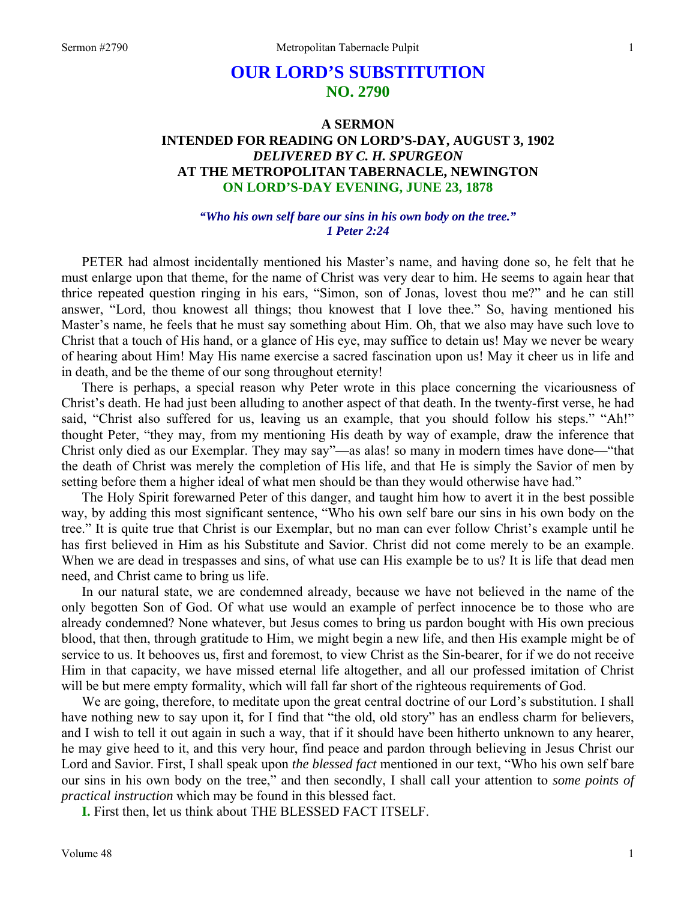# OUR LORD'S SUBSTITUTION
## NO. 2790

### A SERMON
### INTENDED FOR READING ON LORD'S-DAY, AUGUST 3, 1902
### *DELIVERED BY C. H. SPURGEON*
### AT THE METROPOLITAN TABERNACLE, NEWINGTON
### ON LORD'S-DAY EVENING, JUNE 23, 1878

*"Who his own self bare our sins in his own body on the tree."*
*1 Peter 2:24*

PETER had almost incidentally mentioned his Master's name, and having done so, he felt that he must enlarge upon that theme, for the name of Christ was very dear to him. He seems to again hear that thrice repeated question ringing in his ears, "Simon, son of Jonas, lovest thou me?" and he can still answer, "Lord, thou knowest all things; thou knowest that I love thee." So, having mentioned his Master's name, he feels that he must say something about Him. Oh, that we also may have such love to Christ that a touch of His hand, or a glance of His eye, may suffice to detain us! May we never be weary of hearing about Him! May His name exercise a sacred fascination upon us! May it cheer us in life and in death, and be the theme of our song throughout eternity!

There is perhaps, a special reason why Peter wrote in this place concerning the vicariousness of Christ's death. He had just been alluding to another aspect of that death. In the twenty-first verse, he had said, "Christ also suffered for us, leaving us an example, that you should follow his steps." "Ah!" thought Peter, "they may, from my mentioning His death by way of example, draw the inference that Christ only died as our Exemplar. They may say"—as alas! so many in modern times have done—"that the death of Christ was merely the completion of His life, and that He is simply the Savior of men by setting before them a higher ideal of what men should be than they would otherwise have had."

The Holy Spirit forewarned Peter of this danger, and taught him how to avert it in the best possible way, by adding this most significant sentence, "Who his own self bare our sins in his own body on the tree." It is quite true that Christ is our Exemplar, but no man can ever follow Christ's example until he has first believed in Him as his Substitute and Savior. Christ did not come merely to be an example. When we are dead in trespasses and sins, of what use can His example be to us? It is life that dead men need, and Christ came to bring us life.

In our natural state, we are condemned already, because we have not believed in the name of the only begotten Son of God. Of what use would an example of perfect innocence be to those who are already condemned? None whatever, but Jesus comes to bring us pardon bought with His own precious blood, that then, through gratitude to Him, we might begin a new life, and then His example might be of service to us. It behooves us, first and foremost, to view Christ as the Sin-bearer, for if we do not receive Him in that capacity, we have missed eternal life altogether, and all our professed imitation of Christ will be but mere empty formality, which will fall far short of the righteous requirements of God.

We are going, therefore, to meditate upon the great central doctrine of our Lord's substitution. I shall have nothing new to say upon it, for I find that "the old, old story" has an endless charm for believers, and I wish to tell it out again in such a way, that if it should have been hitherto unknown to any hearer, he may give heed to it, and this very hour, find peace and pardon through believing in Jesus Christ our Lord and Savior. First, I shall speak upon *the blessed fact* mentioned in our text, "Who his own self bare our sins in his own body on the tree," and then secondly, I shall call your attention to *some points of practical instruction* which may be found in this blessed fact.

**I.** First then, let us think about THE BLESSED FACT ITSELF.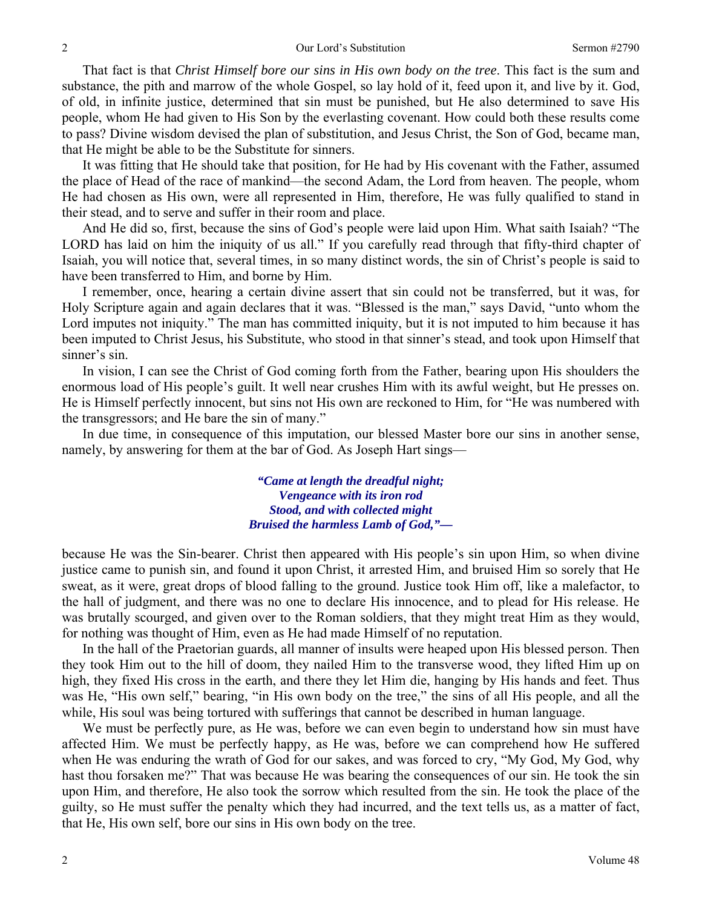That fact is that *Christ Himself bore our sins in His own body on the tree*. This fact is the sum and substance, the pith and marrow of the whole Gospel, so lay hold of it, feed upon it, and live by it. God, of old, in infinite justice, determined that sin must be punished, but He also determined to save His people, whom He had given to His Son by the everlasting covenant. How could both these results come to pass? Divine wisdom devised the plan of substitution, and Jesus Christ, the Son of God, became man, that He might be able to be the Substitute for sinners.

It was fitting that He should take that position, for He had by His covenant with the Father, assumed the place of Head of the race of mankind—the second Adam, the Lord from heaven. The people, whom He had chosen as His own, were all represented in Him, therefore, He was fully qualified to stand in their stead, and to serve and suffer in their room and place.

And He did so, first, because the sins of God's people were laid upon Him. What saith Isaiah? "The LORD has laid on him the iniquity of us all." If you carefully read through that fifty-third chapter of Isaiah, you will notice that, several times, in so many distinct words, the sin of Christ's people is said to have been transferred to Him, and borne by Him.

I remember, once, hearing a certain divine assert that sin could not be transferred, but it was, for Holy Scripture again and again declares that it was. "Blessed is the man," says David, "unto whom the Lord imputes not iniquity." The man has committed iniquity, but it is not imputed to him because it has been imputed to Christ Jesus, his Substitute, who stood in that sinner's stead, and took upon Himself that sinner's sin.

In vision, I can see the Christ of God coming forth from the Father, bearing upon His shoulders the enormous load of His people's guilt. It well near crushes Him with its awful weight, but He presses on. He is Himself perfectly innocent, but sins not His own are reckoned to Him, for "He was numbered with the transgressors; and He bare the sin of many."

In due time, in consequence of this imputation, our blessed Master bore our sins in another sense, namely, by answering for them at the bar of God. As Joseph Hart sings—

> ***"Came at length the dreadful night;***
> ***Vengeance with its iron rod***
> ***Stood, and with collected might***
> ***Bruised the harmless Lamb of God,"—***

because He was the Sin-bearer. Christ then appeared with His people's sin upon Him, so when divine justice came to punish sin, and found it upon Christ, it arrested Him, and bruised Him so sorely that He sweat, as it were, great drops of blood falling to the ground. Justice took Him off, like a malefactor, to the hall of judgment, and there was no one to declare His innocence, and to plead for His release. He was brutally scourged, and given over to the Roman soldiers, that they might treat Him as they would, for nothing was thought of Him, even as He had made Himself of no reputation.

In the hall of the Praetorian guards, all manner of insults were heaped upon His blessed person. Then they took Him out to the hill of doom, they nailed Him to the transverse wood, they lifted Him up on high, they fixed His cross in the earth, and there they let Him die, hanging by His hands and feet. Thus was He, "His own self," bearing, "in His own body on the tree," the sins of all His people, and all the while, His soul was being tortured with sufferings that cannot be described in human language.

We must be perfectly pure, as He was, before we can even begin to understand how sin must have affected Him. We must be perfectly happy, as He was, before we can comprehend how He suffered when He was enduring the wrath of God for our sakes, and was forced to cry, "My God, My God, why hast thou forsaken me?" That was because He was bearing the consequences of our sin. He took the sin upon Him, and therefore, He also took the sorrow which resulted from the sin. He took the place of the guilty, so He must suffer the penalty which they had incurred, and the text tells us, as a matter of fact, that He, His own self, bore our sins in His own body on the tree.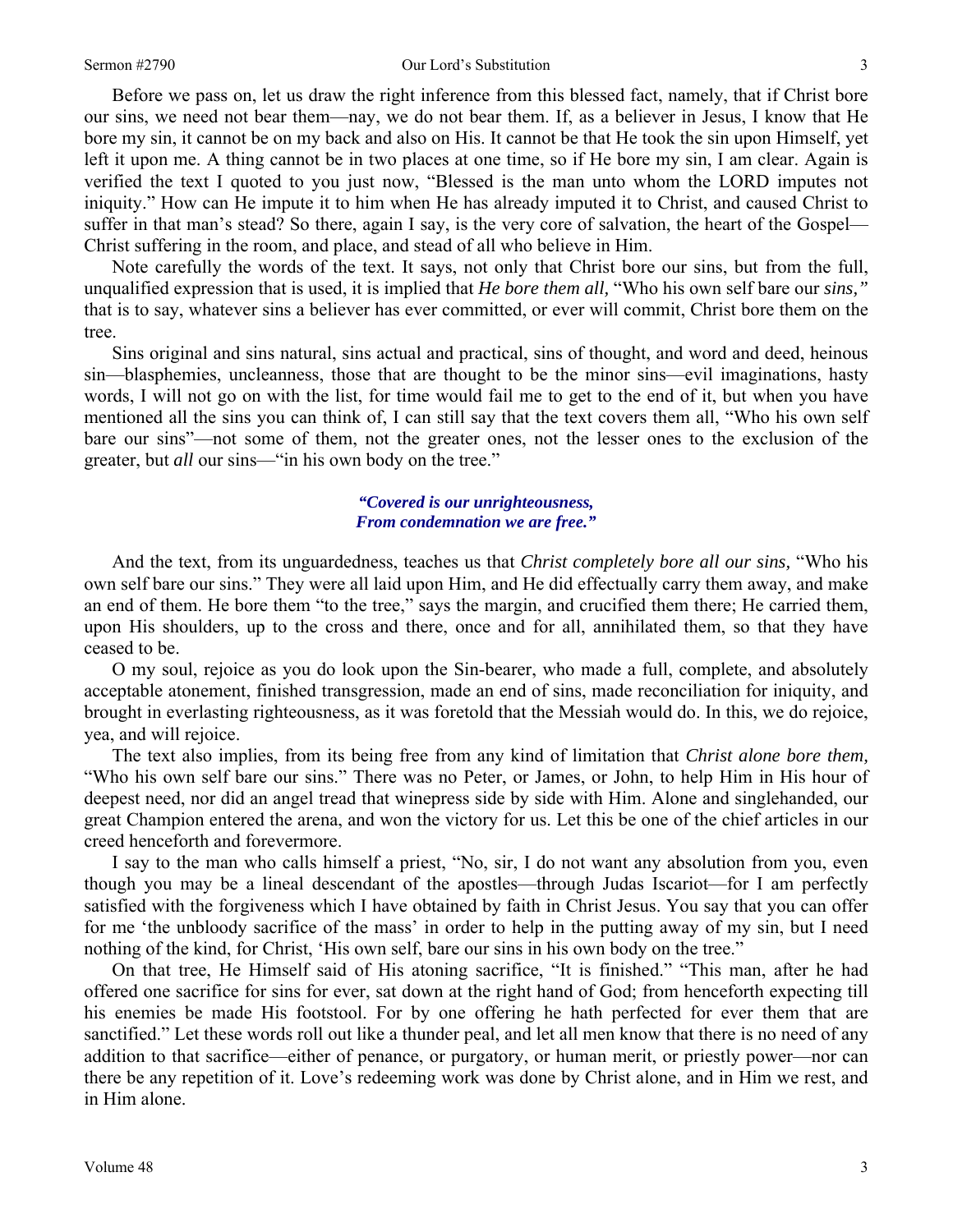Before we pass on, let us draw the right inference from this blessed fact, namely, that if Christ bore our sins, we need not bear them—nay, we do not bear them. If, as a believer in Jesus, I know that He bore my sin, it cannot be on my back and also on His. It cannot be that He took the sin upon Himself, yet left it upon me. A thing cannot be in two places at one time, so if He bore my sin, I am clear. Again is verified the text I quoted to you just now, "Blessed is the man unto whom the LORD imputes not iniquity." How can He impute it to him when He has already imputed it to Christ, and caused Christ to suffer in that man's stead? So there, again I say, is the very core of salvation, the heart of the Gospel—Christ suffering in the room, and place, and stead of all who believe in Him.

Note carefully the words of the text. It says, not only that Christ bore our sins, but from the full, unqualified expression that is used, it is implied that *He bore them all,* "Who his own self bare our *sins,"* that is to say, whatever sins a believer has ever committed, or ever will commit, Christ bore them on the tree.

Sins original and sins natural, sins actual and practical, sins of thought, and word and deed, heinous sin—blasphemies, uncleanness, those that are thought to be the minor sins—evil imaginations, hasty words, I will not go on with the list, for time would fail me to get to the end of it, but when you have mentioned all the sins you can think of, I can still say that the text covers them all, "Who his own self bare our sins"—not some of them, not the greater ones, not the lesser ones to the exclusion of the greater, but *all* our sins—"in his own body on the tree."

> ***"Covered is our unrighteousness,***
> ***From condemnation we are free."***

And the text, from its unguardedness, teaches us that *Christ completely bore all our sins,* "Who his own self bare our sins." They were all laid upon Him, and He did effectually carry them away, and make an end of them. He bore them "to the tree," says the margin, and crucified them there; He carried them, upon His shoulders, up to the cross and there, once and for all, annihilated them, so that they have ceased to be.

O my soul, rejoice as you do look upon the Sin-bearer, who made a full, complete, and absolutely acceptable atonement, finished transgression, made an end of sins, made reconciliation for iniquity, and brought in everlasting righteousness, as it was foretold that the Messiah would do. In this, we do rejoice, yea, and will rejoice.

The text also implies, from its being free from any kind of limitation that *Christ alone bore them,* "Who his own self bare our sins." There was no Peter, or James, or John, to help Him in His hour of deepest need, nor did an angel tread that winepress side by side with Him. Alone and singlehanded, our great Champion entered the arena, and won the victory for us. Let this be one of the chief articles in our creed henceforth and forevermore.

I say to the man who calls himself a priest, "No, sir, I do not want any absolution from you, even though you may be a lineal descendant of the apostles—through Judas Iscariot—for I am perfectly satisfied with the forgiveness which I have obtained by faith in Christ Jesus. You say that you can offer for me 'the unbloody sacrifice of the mass' in order to help in the putting away of my sin, but I need nothing of the kind, for Christ, 'His own self, bare our sins in his own body on the tree."

On that tree, He Himself said of His atoning sacrifice, "It is finished." "This man, after he had offered one sacrifice for sins for ever, sat down at the right hand of God; from henceforth expecting till his enemies be made His footstool. For by one offering he hath perfected for ever them that are sanctified." Let these words roll out like a thunder peal, and let all men know that there is no need of any addition to that sacrifice—either of penance, or purgatory, or human merit, or priestly power—nor can there be any repetition of it. Love's redeeming work was done by Christ alone, and in Him we rest, and in Him alone.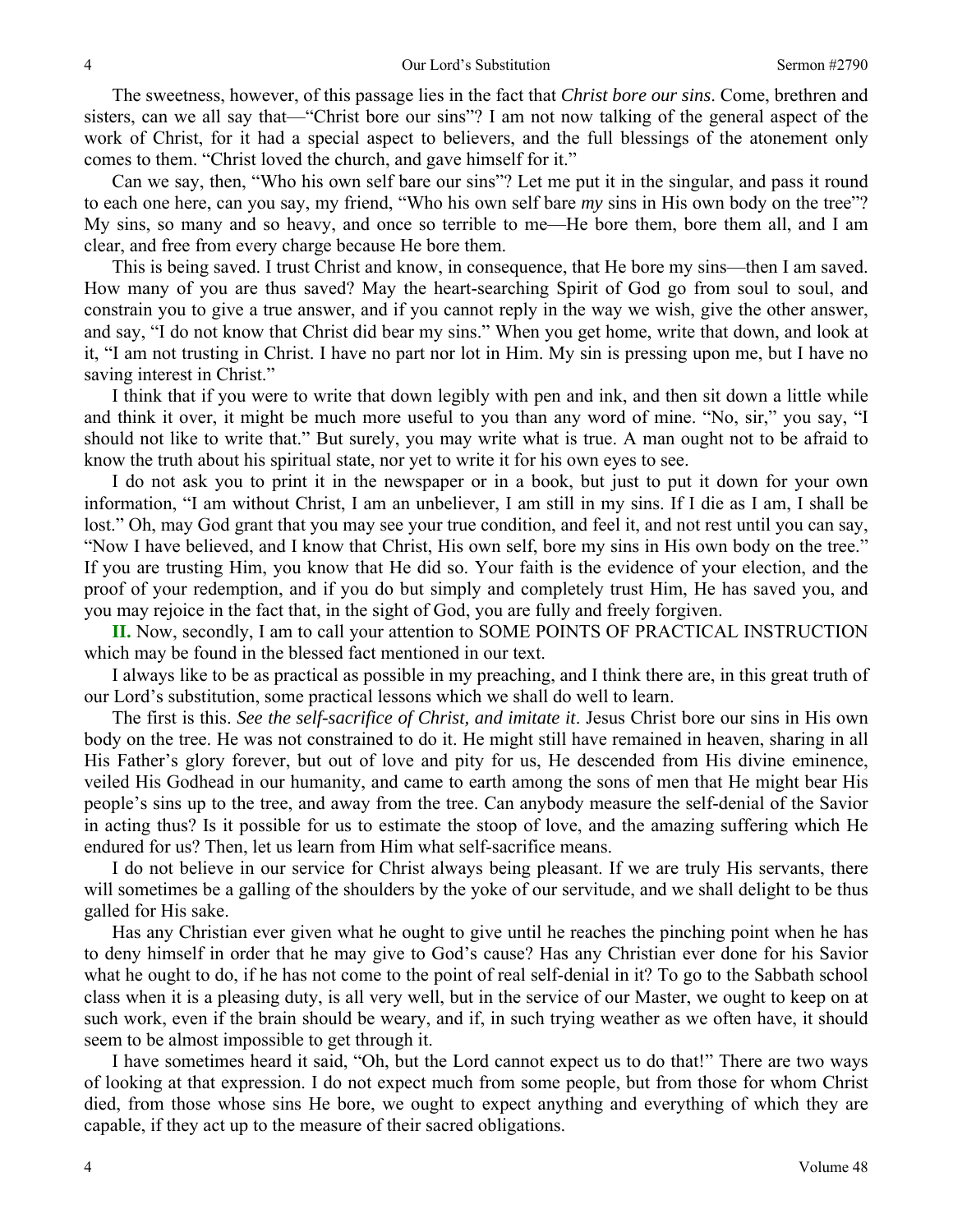The sweetness, however, of this passage lies in the fact that *Christ bore our sins*. Come, brethren and sisters, can we all say that—"Christ bore our sins"? I am not now talking of the general aspect of the work of Christ, for it had a special aspect to believers, and the full blessings of the atonement only comes to them. "Christ loved the church, and gave himself for it."

Can we say, then, "Who his own self bare our sins"? Let me put it in the singular, and pass it round to each one here, can you say, my friend, "Who his own self bare *my* sins in His own body on the tree"? My sins, so many and so heavy, and once so terrible to me—He bore them, bore them all, and I am clear, and free from every charge because He bore them.

This is being saved. I trust Christ and know, in consequence, that He bore my sins—then I am saved. How many of you are thus saved? May the heart-searching Spirit of God go from soul to soul, and constrain you to give a true answer, and if you cannot reply in the way we wish, give the other answer, and say, "I do not know that Christ did bear my sins." When you get home, write that down, and look at it, "I am not trusting in Christ. I have no part nor lot in Him. My sin is pressing upon me, but I have no saving interest in Christ."

I think that if you were to write that down legibly with pen and ink, and then sit down a little while and think it over, it might be much more useful to you than any word of mine. "No, sir," you say, "I should not like to write that." But surely, you may write what is true. A man ought not to be afraid to know the truth about his spiritual state, nor yet to write it for his own eyes to see.

I do not ask you to print it in the newspaper or in a book, but just to put it down for your own information, "I am without Christ, I am an unbeliever, I am still in my sins. If I die as I am, I shall be lost." Oh, may God grant that you may see your true condition, and feel it, and not rest until you can say, "Now I have believed, and I know that Christ, His own self, bore my sins in His own body on the tree." If you are trusting Him, you know that He did so. Your faith is the evidence of your election, and the proof of your redemption, and if you do but simply and completely trust Him, He has saved you, and you may rejoice in the fact that, in the sight of God, you are fully and freely forgiven.

**II.** Now, secondly, I am to call your attention to SOME POINTS OF PRACTICAL INSTRUCTION which may be found in the blessed fact mentioned in our text.

I always like to be as practical as possible in my preaching, and I think there are, in this great truth of our Lord's substitution, some practical lessons which we shall do well to learn.

The first is this. *See the self-sacrifice of Christ, and imitate it*. Jesus Christ bore our sins in His own body on the tree. He was not constrained to do it. He might still have remained in heaven, sharing in all His Father's glory forever, but out of love and pity for us, He descended from His divine eminence, veiled His Godhead in our humanity, and came to earth among the sons of men that He might bear His people's sins up to the tree, and away from the tree. Can anybody measure the self-denial of the Savior in acting thus? Is it possible for us to estimate the stoop of love, and the amazing suffering which He endured for us? Then, let us learn from Him what self-sacrifice means.

I do not believe in our service for Christ always being pleasant. If we are truly His servants, there will sometimes be a galling of the shoulders by the yoke of our servitude, and we shall delight to be thus galled for His sake.

Has any Christian ever given what he ought to give until he reaches the pinching point when he has to deny himself in order that he may give to God's cause? Has any Christian ever done for his Savior what he ought to do, if he has not come to the point of real self-denial in it? To go to the Sabbath school class when it is a pleasing duty, is all very well, but in the service of our Master, we ought to keep on at such work, even if the brain should be weary, and if, in such trying weather as we often have, it should seem to be almost impossible to get through it.

I have sometimes heard it said, "Oh, but the Lord cannot expect us to do that!" There are two ways of looking at that expression. I do not expect much from some people, but from those for whom Christ died, from those whose sins He bore, we ought to expect anything and everything of which they are capable, if they act up to the measure of their sacred obligations.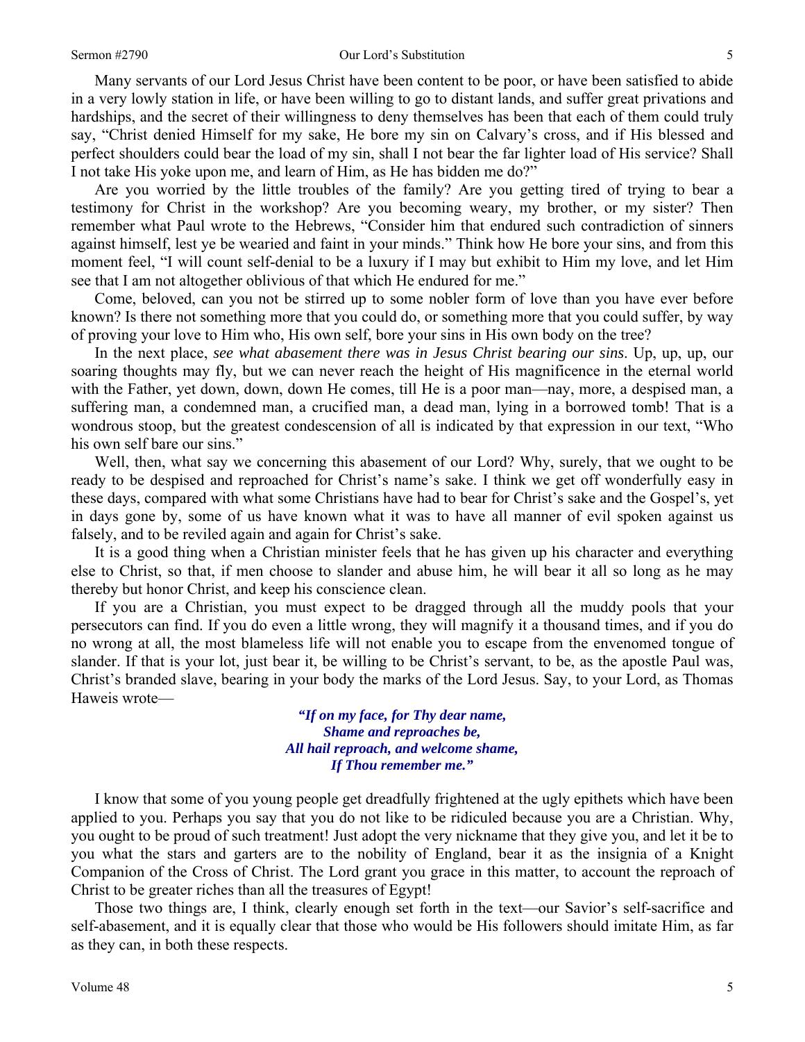Many servants of our Lord Jesus Christ have been content to be poor, or have been satisfied to abide in a very lowly station in life, or have been willing to go to distant lands, and suffer great privations and hardships, and the secret of their willingness to deny themselves has been that each of them could truly say, "Christ denied Himself for my sake, He bore my sin on Calvary's cross, and if His blessed and perfect shoulders could bear the load of my sin, shall I not bear the far lighter load of His service? Shall I not take His yoke upon me, and learn of Him, as He has bidden me do?"

Are you worried by the little troubles of the family? Are you getting tired of trying to bear a testimony for Christ in the workshop? Are you becoming weary, my brother, or my sister? Then remember what Paul wrote to the Hebrews, "Consider him that endured such contradiction of sinners against himself, lest ye be wearied and faint in your minds." Think how He bore your sins, and from this moment feel, "I will count self-denial to be a luxury if I may but exhibit to Him my love, and let Him see that I am not altogether oblivious of that which He endured for me."

Come, beloved, can you not be stirred up to some nobler form of love than you have ever before known? Is there not something more that you could do, or something more that you could suffer, by way of proving your love to Him who, His own self, bore your sins in His own body on the tree?

In the next place, *see what abasement there was in Jesus Christ bearing our sins*. Up, up, up, our soaring thoughts may fly, but we can never reach the height of His magnificence in the eternal world with the Father, yet down, down, down He comes, till He is a poor man—nay, more, a despised man, a suffering man, a condemned man, a crucified man, a dead man, lying in a borrowed tomb! That is a wondrous stoop, but the greatest condescension of all is indicated by that expression in our text, "Who his own self bare our sins."

Well, then, what say we concerning this abasement of our Lord? Why, surely, that we ought to be ready to be despised and reproached for Christ's name's sake. I think we get off wonderfully easy in these days, compared with what some Christians have had to bear for Christ's sake and the Gospel's, yet in days gone by, some of us have known what it was to have all manner of evil spoken against us falsely, and to be reviled again and again for Christ's sake.

It is a good thing when a Christian minister feels that he has given up his character and everything else to Christ, so that, if men choose to slander and abuse him, he will bear it all so long as he may thereby but honor Christ, and keep his conscience clean.

If you are a Christian, you must expect to be dragged through all the muddy pools that your persecutors can find. If you do even a little wrong, they will magnify it a thousand times, and if you do no wrong at all, the most blameless life will not enable you to escape from the envenomed tongue of slander. If that is your lot, just bear it, be willing to be Christ's servant, to be, as the apostle Paul was, Christ's branded slave, bearing in your body the marks of the Lord Jesus. Say, to your Lord, as Thomas Haweis wrote—

> ***"If on my face, for Thy dear name,***
> ***Shame and reproaches be,***
> ***All hail reproach, and welcome shame,***
> ***If Thou remember me."***

I know that some of you young people get dreadfully frightened at the ugly epithets which have been applied to you. Perhaps you say that you do not like to be ridiculed because you are a Christian. Why, you ought to be proud of such treatment! Just adopt the very nickname that they give you, and let it be to you what the stars and garters are to the nobility of England, bear it as the insignia of a Knight Companion of the Cross of Christ. The Lord grant you grace in this matter, to account the reproach of Christ to be greater riches than all the treasures of Egypt!

Those two things are, I think, clearly enough set forth in the text—our Savior's self-sacrifice and self-abasement, and it is equally clear that those who would be His followers should imitate Him, as far as they can, in both these respects.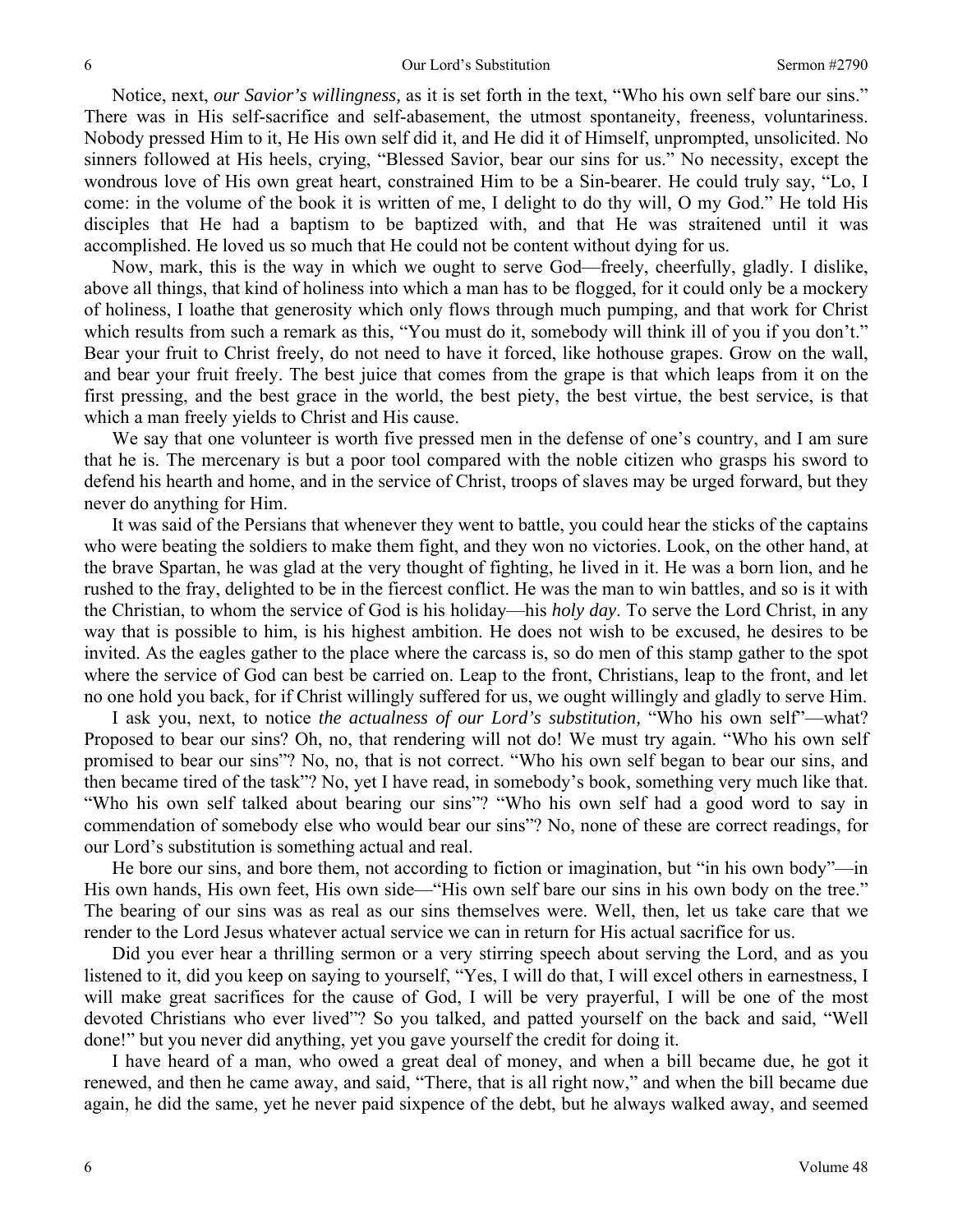Notice, next, *our Savior's willingness,* as it is set forth in the text, "Who his own self bare our sins." There was in His self-sacrifice and self-abasement, the utmost spontaneity, freeness, voluntariness. Nobody pressed Him to it, He His own self did it, and He did it of Himself, unprompted, unsolicited. No sinners followed at His heels, crying, "Blessed Savior, bear our sins for us." No necessity, except the wondrous love of His own great heart, constrained Him to be a Sin-bearer. He could truly say, "Lo, I come: in the volume of the book it is written of me, I delight to do thy will, O my God." He told His disciples that He had a baptism to be baptized with, and that He was straitened until it was accomplished. He loved us so much that He could not be content without dying for us.

Now, mark, this is the way in which we ought to serve God—freely, cheerfully, gladly. I dislike, above all things, that kind of holiness into which a man has to be flogged, for it could only be a mockery of holiness, I loathe that generosity which only flows through much pumping, and that work for Christ which results from such a remark as this, "You must do it, somebody will think ill of you if you don't." Bear your fruit to Christ freely, do not need to have it forced, like hothouse grapes. Grow on the wall, and bear your fruit freely. The best juice that comes from the grape is that which leaps from it on the first pressing, and the best grace in the world, the best piety, the best virtue, the best service, is that which a man freely yields to Christ and His cause.

We say that one volunteer is worth five pressed men in the defense of one's country, and I am sure that he is. The mercenary is but a poor tool compared with the noble citizen who grasps his sword to defend his hearth and home, and in the service of Christ, troops of slaves may be urged forward, but they never do anything for Him.

It was said of the Persians that whenever they went to battle, you could hear the sticks of the captains who were beating the soldiers to make them fight, and they won no victories. Look, on the other hand, at the brave Spartan, he was glad at the very thought of fighting, he lived in it. He was a born lion, and he rushed to the fray, delighted to be in the fiercest conflict. He was the man to win battles, and so is it with the Christian, to whom the service of God is his holiday—his *holy day*. To serve the Lord Christ, in any way that is possible to him, is his highest ambition. He does not wish to be excused, he desires to be invited. As the eagles gather to the place where the carcass is, so do men of this stamp gather to the spot where the service of God can best be carried on. Leap to the front, Christians, leap to the front, and let no one hold you back, for if Christ willingly suffered for us, we ought willingly and gladly to serve Him.

I ask you, next, to notice *the actualness of our Lord's substitution,* "Who his own self"—what? Proposed to bear our sins? Oh, no, that rendering will not do! We must try again. "Who his own self promised to bear our sins"? No, no, that is not correct. "Who his own self began to bear our sins, and then became tired of the task"? No, yet I have read, in somebody's book, something very much like that. "Who his own self talked about bearing our sins"? "Who his own self had a good word to say in commendation of somebody else who would bear our sins"? No, none of these are correct readings, for our Lord's substitution is something actual and real.

He bore our sins, and bore them, not according to fiction or imagination, but "in his own body"—in His own hands, His own feet, His own side—"His own self bare our sins in his own body on the tree." The bearing of our sins was as real as our sins themselves were. Well, then, let us take care that we render to the Lord Jesus whatever actual service we can in return for His actual sacrifice for us.

Did you ever hear a thrilling sermon or a very stirring speech about serving the Lord, and as you listened to it, did you keep on saying to yourself, "Yes, I will do that, I will excel others in earnestness, I will make great sacrifices for the cause of God, I will be very prayerful, I will be one of the most devoted Christians who ever lived"? So you talked, and patted yourself on the back and said, "Well done!" but you never did anything, yet you gave yourself the credit for doing it.

I have heard of a man, who owed a great deal of money, and when a bill became due, he got it renewed, and then he came away, and said, "There, that is all right now," and when the bill became due again, he did the same, yet he never paid sixpence of the debt, but he always walked away, and seemed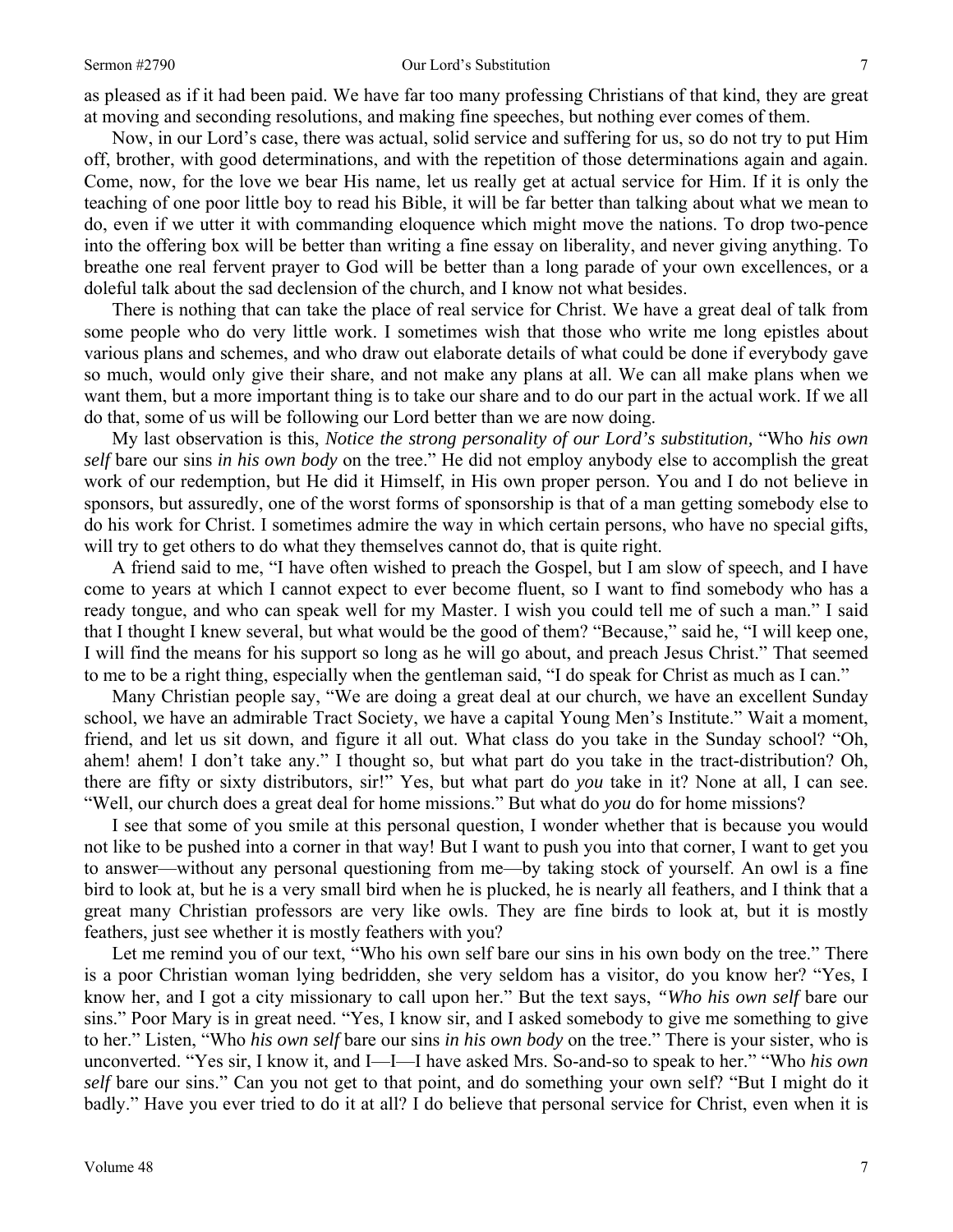as pleased as if it had been paid. We have far too many professing Christians of that kind, they are great at moving and seconding resolutions, and making fine speeches, but nothing ever comes of them.

Now, in our Lord's case, there was actual, solid service and suffering for us, so do not try to put Him off, brother, with good determinations, and with the repetition of those determinations again and again. Come, now, for the love we bear His name, let us really get at actual service for Him. If it is only the teaching of one poor little boy to read his Bible, it will be far better than talking about what we mean to do, even if we utter it with commanding eloquence which might move the nations. To drop two-pence into the offering box will be better than writing a fine essay on liberality, and never giving anything. To breathe one real fervent prayer to God will be better than a long parade of your own excellences, or a doleful talk about the sad declension of the church, and I know not what besides.

There is nothing that can take the place of real service for Christ. We have a great deal of talk from some people who do very little work. I sometimes wish that those who write me long epistles about various plans and schemes, and who draw out elaborate details of what could be done if everybody gave so much, would only give their share, and not make any plans at all. We can all make plans when we want them, but a more important thing is to take our share and to do our part in the actual work. If we all do that, some of us will be following our Lord better than we are now doing.

My last observation is this, *Notice the strong personality of our Lord's substitution,* "Who *his own self* bare our sins *in his own body* on the tree." He did not employ anybody else to accomplish the great work of our redemption, but He did it Himself, in His own proper person. You and I do not believe in sponsors, but assuredly, one of the worst forms of sponsorship is that of a man getting somebody else to do his work for Christ. I sometimes admire the way in which certain persons, who have no special gifts, will try to get others to do what they themselves cannot do, that is quite right.

A friend said to me, "I have often wished to preach the Gospel, but I am slow of speech, and I have come to years at which I cannot expect to ever become fluent, so I want to find somebody who has a ready tongue, and who can speak well for my Master. I wish you could tell me of such a man." I said that I thought I knew several, but what would be the good of them? "Because," said he, "I will keep one, I will find the means for his support so long as he will go about, and preach Jesus Christ." That seemed to me to be a right thing, especially when the gentleman said, "I do speak for Christ as much as I can."

Many Christian people say, "We are doing a great deal at our church, we have an excellent Sunday school, we have an admirable Tract Society, we have a capital Young Men's Institute." Wait a moment, friend, and let us sit down, and figure it all out. What class do you take in the Sunday school? "Oh, ahem! ahem! I don't take any." I thought so, but what part do you take in the tract-distribution? Oh, there are fifty or sixty distributors, sir!" Yes, but what part do *you* take in it? None at all, I can see. "Well, our church does a great deal for home missions." But what do *you* do for home missions?

I see that some of you smile at this personal question, I wonder whether that is because you would not like to be pushed into a corner in that way! But I want to push you into that corner, I want to get you to answer—without any personal questioning from me—by taking stock of yourself. An owl is a fine bird to look at, but he is a very small bird when he is plucked, he is nearly all feathers, and I think that a great many Christian professors are very like owls. They are fine birds to look at, but it is mostly feathers, just see whether it is mostly feathers with you?

Let me remind you of our text, "Who his own self bare our sins in his own body on the tree." There is a poor Christian woman lying bedridden, she very seldom has a visitor, do you know her? "Yes, I know her, and I got a city missionary to call upon her." But the text says, *"Who his own self* bare our sins." Poor Mary is in great need. "Yes, I know sir, and I asked somebody to give me something to give to her." Listen, "Who *his own self* bare our sins *in his own body* on the tree." There is your sister, who is unconverted. "Yes sir, I know it, and I—I—I have asked Mrs. So-and-so to speak to her." "Who *his own self* bare our sins." Can you not get to that point, and do something your own self? "But I might do it badly." Have you ever tried to do it at all? I do believe that personal service for Christ, even when it is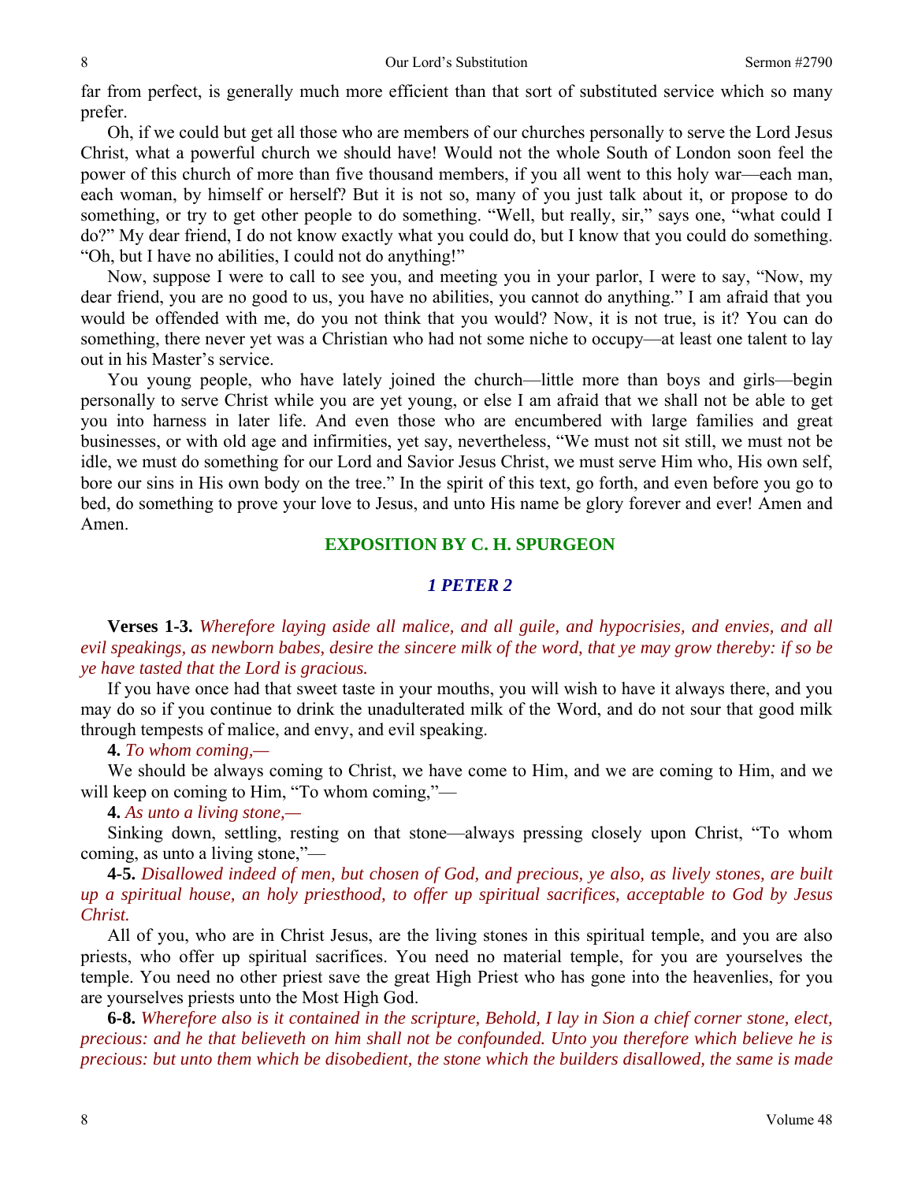far from perfect, is generally much more efficient than that sort of substituted service which so many prefer.

Oh, if we could but get all those who are members of our churches personally to serve the Lord Jesus Christ, what a powerful church we should have! Would not the whole South of London soon feel the power of this church of more than five thousand members, if you all went to this holy war—each man, each woman, by himself or herself? But it is not so, many of you just talk about it, or propose to do something, or try to get other people to do something. "Well, but really, sir," says one, "what could I do?" My dear friend, I do not know exactly what you could do, but I know that you could do something. "Oh, but I have no abilities, I could not do anything!"

Now, suppose I were to call to see you, and meeting you in your parlor, I were to say, "Now, my dear friend, you are no good to us, you have no abilities, you cannot do anything." I am afraid that you would be offended with me, do you not think that you would? Now, it is not true, is it? You can do something, there never yet was a Christian who had not some niche to occupy—at least one talent to lay out in his Master's service.

You young people, who have lately joined the church—little more than boys and girls—begin personally to serve Christ while you are yet young, or else I am afraid that we shall not be able to get you into harness in later life. And even those who are encumbered with large families and great businesses, or with old age and infirmities, yet say, nevertheless, "We must not sit still, we must not be idle, we must do something for our Lord and Savior Jesus Christ, we must serve Him who, His own self, bore our sins in His own body on the tree." In the spirit of this text, go forth, and even before you go to bed, do something to prove your love to Jesus, and unto His name be glory forever and ever! Amen and Amen.

## EXPOSITION BY C. H. SPURGEON

### *1 PETER 2*

**Verses 1-3.** *Wherefore laying aside all malice, and all guile, and hypocrisies, and envies, and all evil speakings, as newborn babes, desire the sincere milk of the word, that ye may grow thereby: if so be ye have tasted that the Lord is gracious.*

If you have once had that sweet taste in your mouths, you will wish to have it always there, and you may do so if you continue to drink the unadulterated milk of the Word, and do not sour that good milk through tempests of malice, and envy, and evil speaking.

**4.** *To whom coming,—*

We should be always coming to Christ, we have come to Him, and we are coming to Him, and we will keep on coming to Him, "To whom coming,"—

**4.** *As unto a living stone,—*

Sinking down, settling, resting on that stone—always pressing closely upon Christ, "To whom coming, as unto a living stone,"—

**4-5.** *Disallowed indeed of men, but chosen of God, and precious, ye also, as lively stones, are built up a spiritual house, an holy priesthood, to offer up spiritual sacrifices, acceptable to God by Jesus Christ.*

All of you, who are in Christ Jesus, are the living stones in this spiritual temple, and you are also priests, who offer up spiritual sacrifices. You need no material temple, for you are yourselves the temple. You need no other priest save the great High Priest who has gone into the heavenlies, for you are yourselves priests unto the Most High God.

**6-8.** *Wherefore also is it contained in the scripture, Behold, I lay in Sion a chief corner stone, elect, precious: and he that believeth on him shall not be confounded. Unto you therefore which believe he is precious: but unto them which be disobedient, the stone which the builders disallowed, the same is made*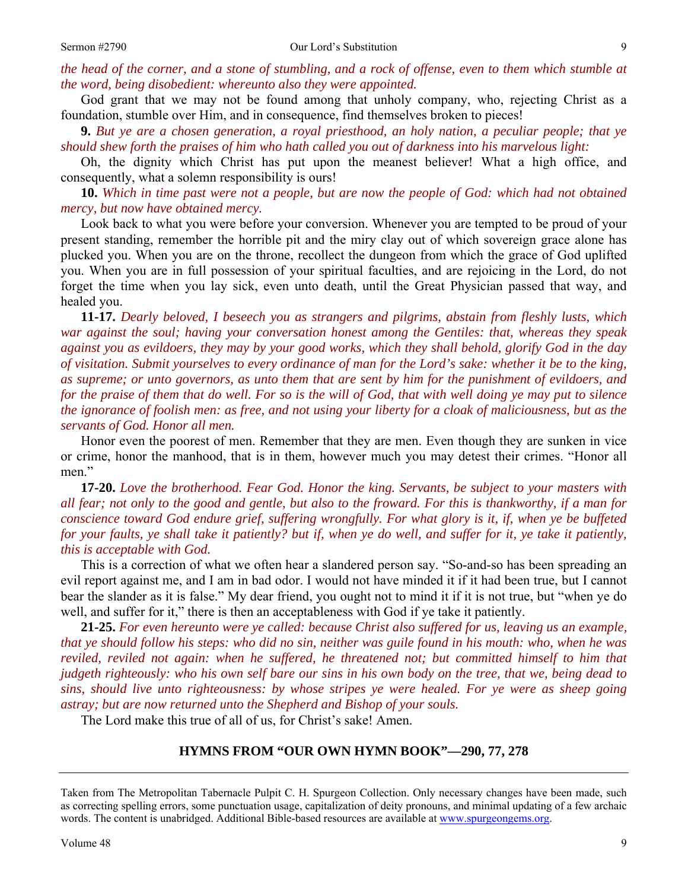*the head of the corner, and a stone of stumbling, and a rock of offense, even to them which stumble at the word, being disobedient: whereunto also they were appointed.*

God grant that we may not be found among that unholy company, who, rejecting Christ as a foundation, stumble over Him, and in consequence, find themselves broken to pieces!

**9.** *But ye are a chosen generation, a royal priesthood, an holy nation, a peculiar people; that ye should shew forth the praises of him who hath called you out of darkness into his marvelous light:*

Oh, the dignity which Christ has put upon the meanest believer! What a high office, and consequently, what a solemn responsibility is ours!

**10.** *Which in time past were not a people, but are now the people of God: which had not obtained mercy, but now have obtained mercy.*

Look back to what you were before your conversion. Whenever you are tempted to be proud of your present standing, remember the horrible pit and the miry clay out of which sovereign grace alone has plucked you. When you are on the throne, recollect the dungeon from which the grace of God uplifted you. When you are in full possession of your spiritual faculties, and are rejoicing in the Lord, do not forget the time when you lay sick, even unto death, until the Great Physician passed that way, and healed you.

**11-17.** *Dearly beloved, I beseech you as strangers and pilgrims, abstain from fleshly lusts, which war against the soul; having your conversation honest among the Gentiles: that, whereas they speak against you as evildoers, they may by your good works, which they shall behold, glorify God in the day of visitation. Submit yourselves to every ordinance of man for the Lord's sake: whether it be to the king, as supreme; or unto governors, as unto them that are sent by him for the punishment of evildoers, and for the praise of them that do well. For so is the will of God, that with well doing ye may put to silence the ignorance of foolish men: as free, and not using your liberty for a cloak of maliciousness, but as the servants of God. Honor all men.*

Honor even the poorest of men. Remember that they are men. Even though they are sunken in vice or crime, honor the manhood, that is in them, however much you may detest their crimes. "Honor all men."

**17-20.** *Love the brotherhood. Fear God. Honor the king. Servants, be subject to your masters with all fear; not only to the good and gentle, but also to the froward. For this is thankworthy, if a man for conscience toward God endure grief, suffering wrongfully. For what glory is it, if, when ye be buffeted for your faults, ye shall take it patiently? but if, when ye do well, and suffer for it, ye take it patiently, this is acceptable with God.*

This is a correction of what we often hear a slandered person say. "So-and-so has been spreading an evil report against me, and I am in bad odor. I would not have minded it if it had been true, but I cannot bear the slander as it is false." My dear friend, you ought not to mind it if it is not true, but "when ye do well, and suffer for it," there is then an acceptableness with God if ye take it patiently.

**21-25.** *For even hereunto were ye called: because Christ also suffered for us, leaving us an example, that ye should follow his steps: who did no sin, neither was guile found in his mouth: who, when he was reviled, reviled not again: when he suffered, he threatened not; but committed himself to him that judgeth righteously: who his own self bare our sins in his own body on the tree, that we, being dead to sins, should live unto righteousness: by whose stripes ye were healed. For ye were as sheep going astray; but are now returned unto the Shepherd and Bishop of your souls.*

The Lord make this true of all of us, for Christ's sake! Amen.

**HYMNS FROM "OUR OWN HYMN BOOK"—290, 77, 278**

---

Taken from The Metropolitan Tabernacle Pulpit C. H. Spurgeon Collection. Only necessary changes have been made, such as correcting spelling errors, some punctuation usage, capitalization of deity pronouns, and minimal updating of a few archaic words. The content is unabridged. Additional Bible-based resources are available at www.spurgeongems.org.